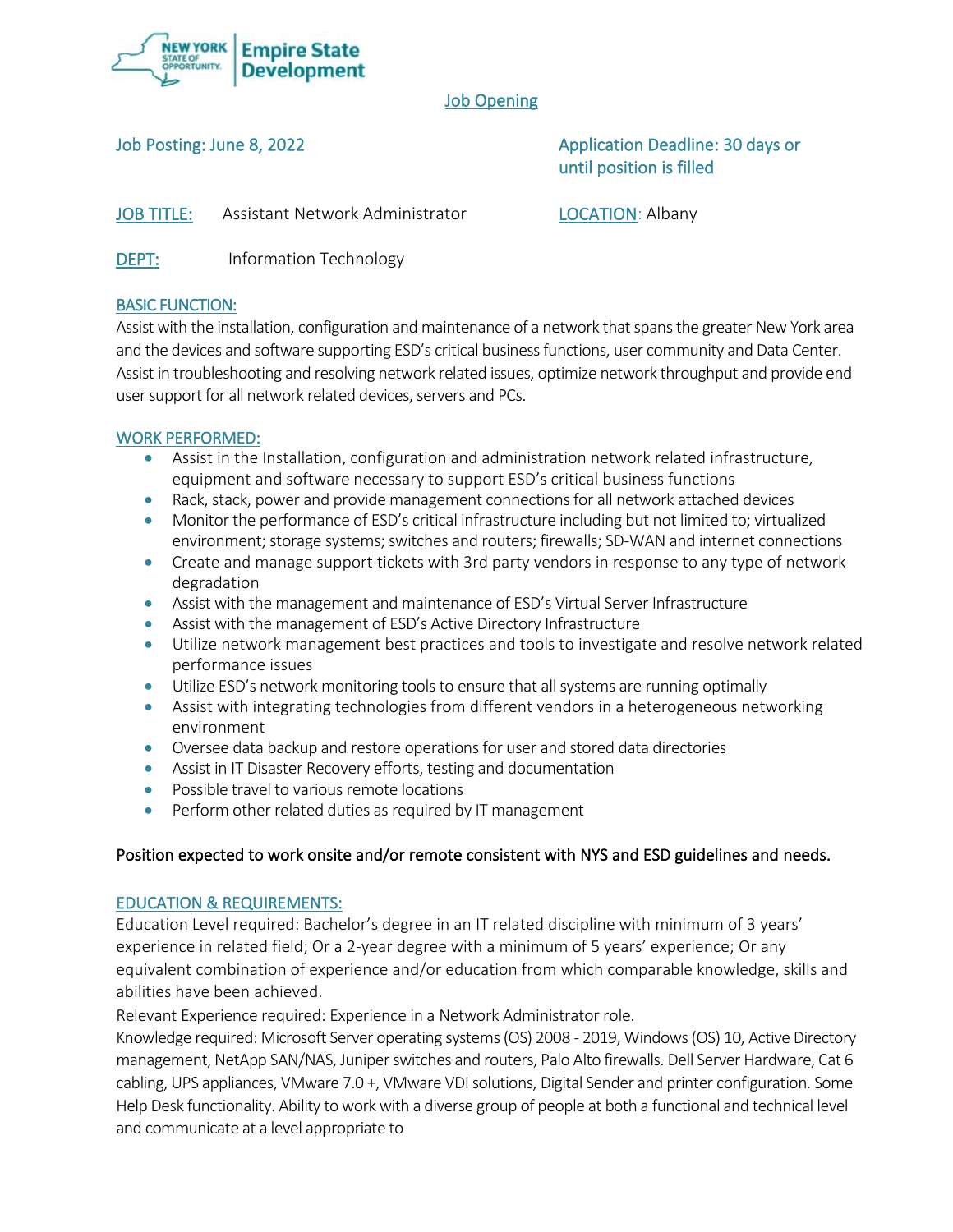New York State of Opportunity | Empire State Development

# Job Opening

Job Posting: June 8, 2022

Application Deadline: 30 days or until position is filled

JOB TITLE: Assistant Network Administrator

LOCATION: Albany

DEPT: Information Technology

## BASIC FUNCTION:

Assist with the installation, configuration and maintenance of a network that spans the greater New York area and the devices and software supporting ESD's critical business functions, user community and Data Center. Assist in troubleshooting and resolving network related issues, optimize network throughput and provide end user support for all network related devices, servers and PCs.

## WORK PERFORMED:

- Assist in the Installation, configuration and administration network related infrastructure, equipment and software necessary to support ESD's critical business functions
- Rack, stack, power and provide management connections for all network attached devices
- Monitor the performance of ESD's critical infrastructure including but not limited to; virtualized environment; storage systems; switches and routers; firewalls; SD-WAN and internet connections
- Create and manage support tickets with 3rd party vendors in response to any type of network degradation
- Assist with the management and maintenance of ESD's Virtual Server Infrastructure
- Assist with the management of ESD's Active Directory Infrastructure
- Utilize network management best practices and tools to investigate and resolve network related performance issues
- Utilize ESD's network monitoring tools to ensure that all systems are running optimally
- Assist with integrating technologies from different vendors in a heterogeneous networking environment
- Oversee data backup and restore operations for user and stored data directories
- Assist in IT Disaster Recovery efforts, testing and documentation
- Possible travel to various remote locations
- Perform other related duties as required by IT management

**Position expected to work onsite and/or remote consistent with NYS and ESD guidelines and needs.**

## EDUCATION & REQUIREMENTS:

Education Level required: Bachelor's degree in an IT related discipline with minimum of 3 years' experience in related field; Or a 2-year degree with a minimum of 5 years' experience; Or any equivalent combination of experience and/or education from which comparable knowledge, skills and abilities have been achieved.

Relevant Experience required: Experience in a Network Administrator role.

Knowledge required: Microsoft Server operating systems (OS) 2008 - 2019, Windows (OS) 10, Active Directory management, NetApp SAN/NAS, Juniper switches and routers, Palo Alto firewalls. Dell Server Hardware, Cat 6 cabling, UPS appliances, VMware 7.0 +, VMware VDI solutions, Digital Sender and printer configuration. Some Help Desk functionality. Ability to work with a diverse group of people at both a functional and technical level and communicate at a level appropriate to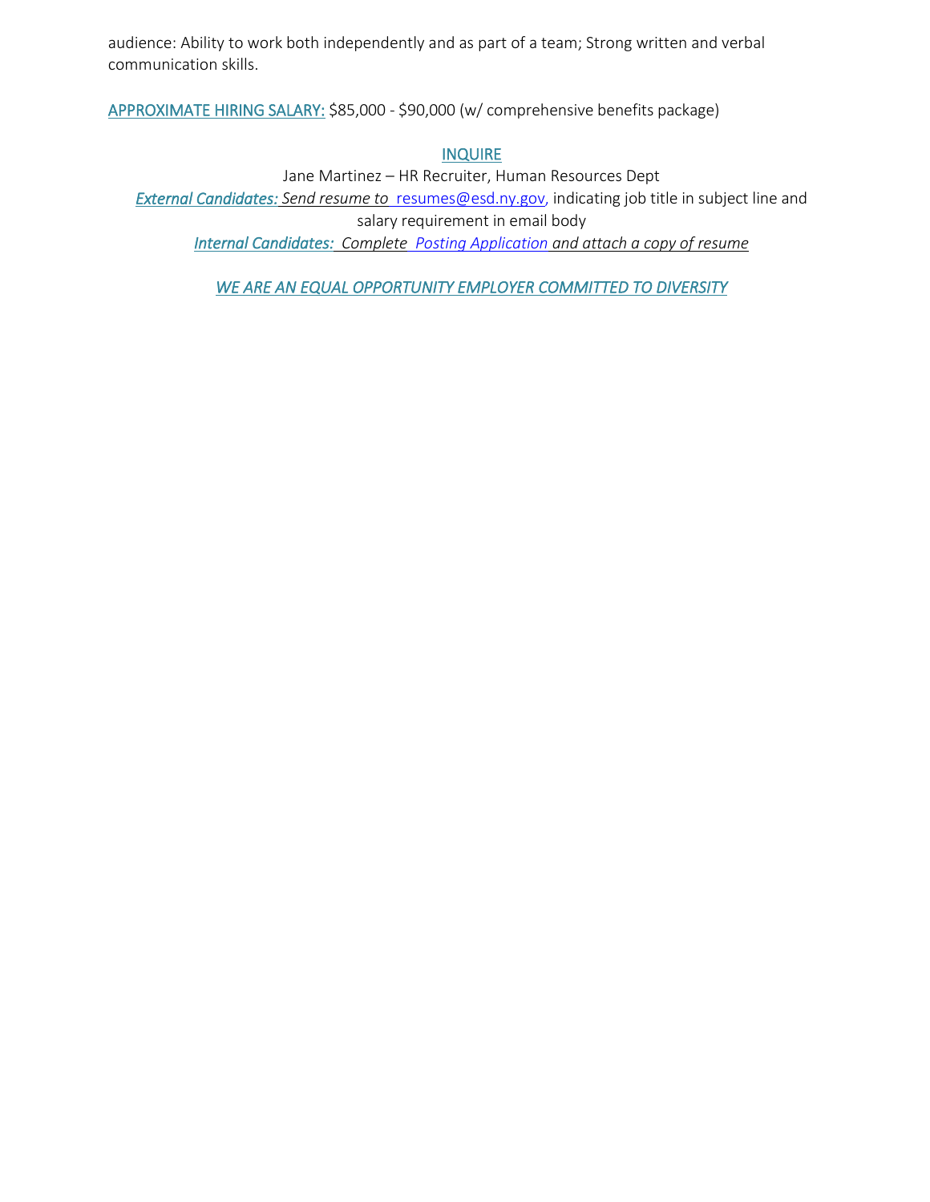audience: Ability to work both independently and as part of a team; Strong written and verbal communication skills.

APPROXIMATE HIRING SALARY: $85,000 - $90,000 (w/ comprehensive benefits package)

## INQUIRE

Jane Martinez – HR Recruiter, Human Resources Dept

*External Candidates: Send resume to* resumes@esd.ny.gov, indicating job title in subject line and salary requirement in email body

*Internal Candidates: Complete Posting Application and attach a copy of resume*

*WE ARE AN EQUAL OPPORTUNITY EMPLOYER COMMITTED TO DIVERSITY*